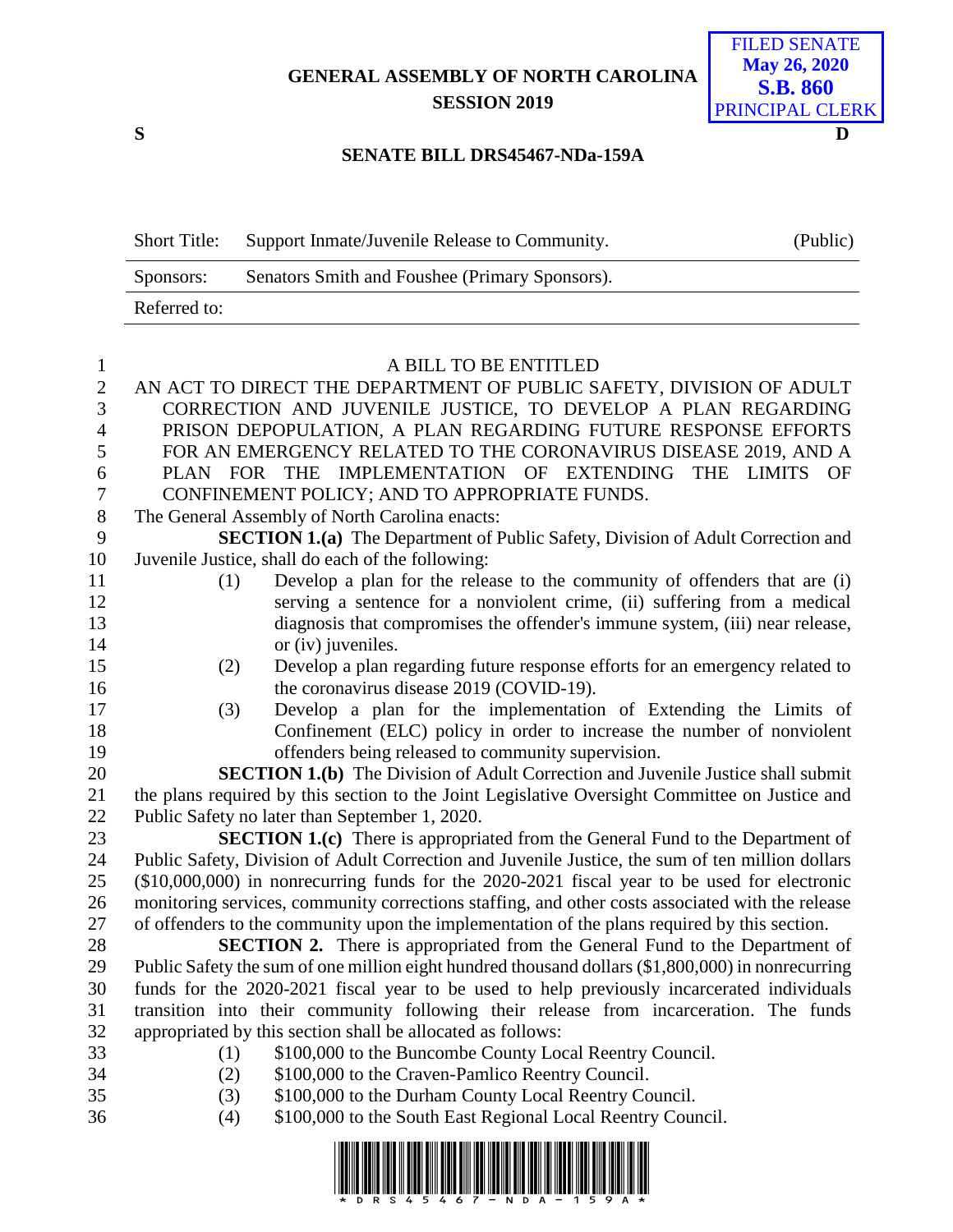GENERAL ASSEMBLY OF NORTH CAROLINA
SESSION 2019

FILED SENATE
May 26, 2020
S.B. 860
PRINCIPAL CLERK

S D

## SENATE BILL DRS45467-NDa-159A

| Short Title: | Support Inmate/Juvenile Release to Community. | (Public) |
|---|---|---|
| Sponsors: | Senators Smith and Foushee (Primary Sponsors). | |
| Referred to: | | |

A BILL TO BE ENTITLED

AN ACT TO DIRECT THE DEPARTMENT OF PUBLIC SAFETY, DIVISION OF ADULT CORRECTION AND JUVENILE JUSTICE, TO DEVELOP A PLAN REGARDING PRISON DEPOPULATION, A PLAN REGARDING FUTURE RESPONSE EFFORTS FOR AN EMERGENCY RELATED TO THE CORONAVIRUS DISEASE 2019, AND A PLAN FOR THE IMPLEMENTATION OF EXTENDING THE LIMITS OF CONFINEMENT POLICY; AND TO APPROPRIATE FUNDS.

The General Assembly of North Carolina enacts:

**SECTION 1.(a)** The Department of Public Safety, Division of Adult Correction and Juvenile Justice, shall do each of the following:

(1) Develop a plan for the release to the community of offenders that are (i) serving a sentence for a nonviolent crime, (ii) suffering from a medical diagnosis that compromises the offender's immune system, (iii) near release, or (iv) juveniles.

(2) Develop a plan regarding future response efforts for an emergency related to the coronavirus disease 2019 (COVID-19).

(3) Develop a plan for the implementation of Extending the Limits of Confinement (ELC) policy in order to increase the number of nonviolent offenders being released to community supervision.

**SECTION 1.(b)** The Division of Adult Correction and Juvenile Justice shall submit the plans required by this section to the Joint Legislative Oversight Committee on Justice and Public Safety no later than September 1, 2020.

**SECTION 1.(c)** There is appropriated from the General Fund to the Department of Public Safety, Division of Adult Correction and Juvenile Justice, the sum of ten million dollars ($10,000,000) in nonrecurring funds for the 2020-2021 fiscal year to be used for electronic monitoring services, community corrections staffing, and other costs associated with the release of offenders to the community upon the implementation of the plans required by this section.

**SECTION 2.** There is appropriated from the General Fund to the Department of Public Safety the sum of one million eight hundred thousand dollars ($1,800,000) in nonrecurring funds for the 2020-2021 fiscal year to be used to help previously incarcerated individuals transition into their community following their release from incarceration. The funds appropriated by this section shall be allocated as follows:

(1) $100,000 to the Buncombe County Local Reentry Council.

(2) $100,000 to the Craven-Pamlico Reentry Council.

(3) $100,000 to the Durham County Local Reentry Council.

(4) $100,000 to the South East Regional Local Reentry Council.

* D R S 4 5 4 6 7 - N D A - 1 5 9 A *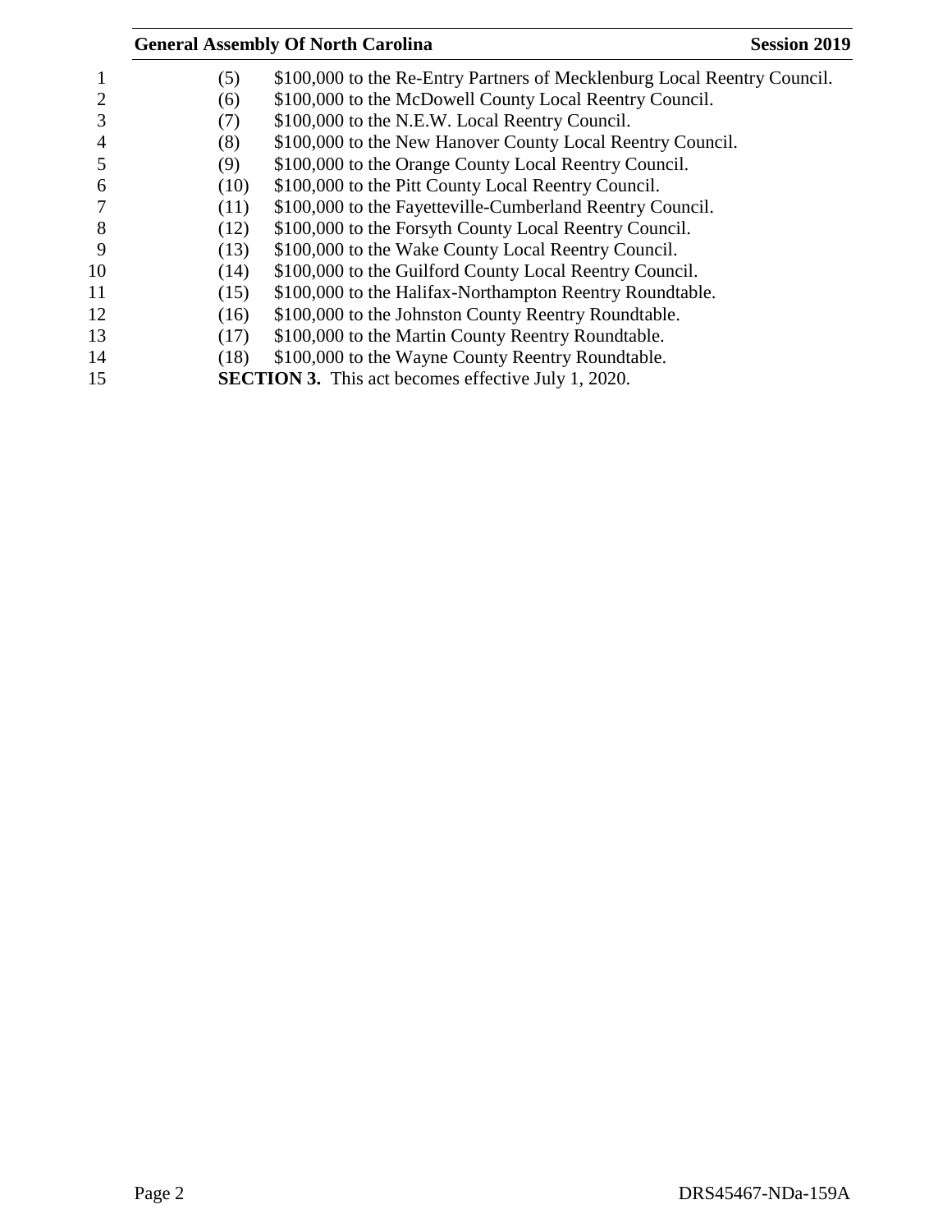(5) $100,000 to the Re-Entry Partners of Mecklenburg Local Reentry Council.
(6) $100,000 to the McDowell County Local Reentry Council.
(7) $100,000 to the N.E.W. Local Reentry Council.
(8) $100,000 to the New Hanover County Local Reentry Council.
(9) $100,000 to the Orange County Local Reentry Council.
(10) $100,000 to the Pitt County Local Reentry Council.
(11) $100,000 to the Fayetteville-Cumberland Reentry Council.
(12) $100,000 to the Forsyth County Local Reentry Council.
(13) $100,000 to the Wake County Local Reentry Council.
(14) $100,000 to the Guilford County Local Reentry Council.
(15) $100,000 to the Halifax-Northampton Reentry Roundtable.
(16) $100,000 to the Johnston County Reentry Roundtable.
(17) $100,000 to the Martin County Reentry Roundtable.
(18) $100,000 to the Wayne County Reentry Roundtable.

**SECTION 3.** This act becomes effective July 1, 2020.